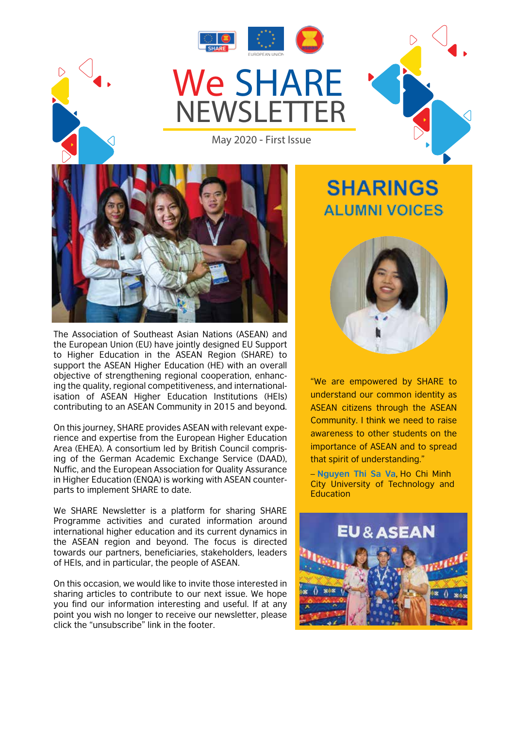# We SHARE NEWSLETTER

May 2020 - First Issue

The Association of Southeast Asian Nations (ASEAN) and the European Union (EU) have jointly designed EU Support to Higher Education in the ASEAN Region (SHARE) to support the ASEAN Higher Education (HE) with an overall objective of strengthening regional cooperation, enhancing the quality, regional competitiveness, and internationalisation of ASEAN Higher Education Institutions (HEIs) contributing to an ASEAN Community in 2015 and beyond.

On this journey, SHARE provides ASEAN with relevant experience and expertise from the European Higher Education Area (EHEA). A consortium led by British Council comprising of the German Academic Exchange Service (DAAD), Nuffic, and the European Association for Quality Assurance in Higher Education (ENQA) is working with ASEAN counterparts to implement SHARE to date.

We SHARE Newsletter is a platform for sharing SHARE Programme activities and curated information around international higher education and its current dynamics in the ASEAN region and beyond. The focus is directed towards our partners, beneficiaries, stakeholders, leaders of HEIs, and in particular, the people of ASEAN.

On this occasion, we would like to invite those interested in sharing articles to contribute to our next issue. We hope you find our information interesting and useful. If at any point you wish no longer to receive our newsletter, please click the "unsubscribe" link in the footer.

## SHARINGS

### ALUMNI VOICES

"We are empowered by SHARE to understand our common identity as ASEAN citizens through the ASEAN Community. I think we need to raise awareness to other students on the importance of ASEAN and to spread that spirit of understanding."

– **Nguyen Thi Sa Va**, Ho Chi Minh City University of Technology and Education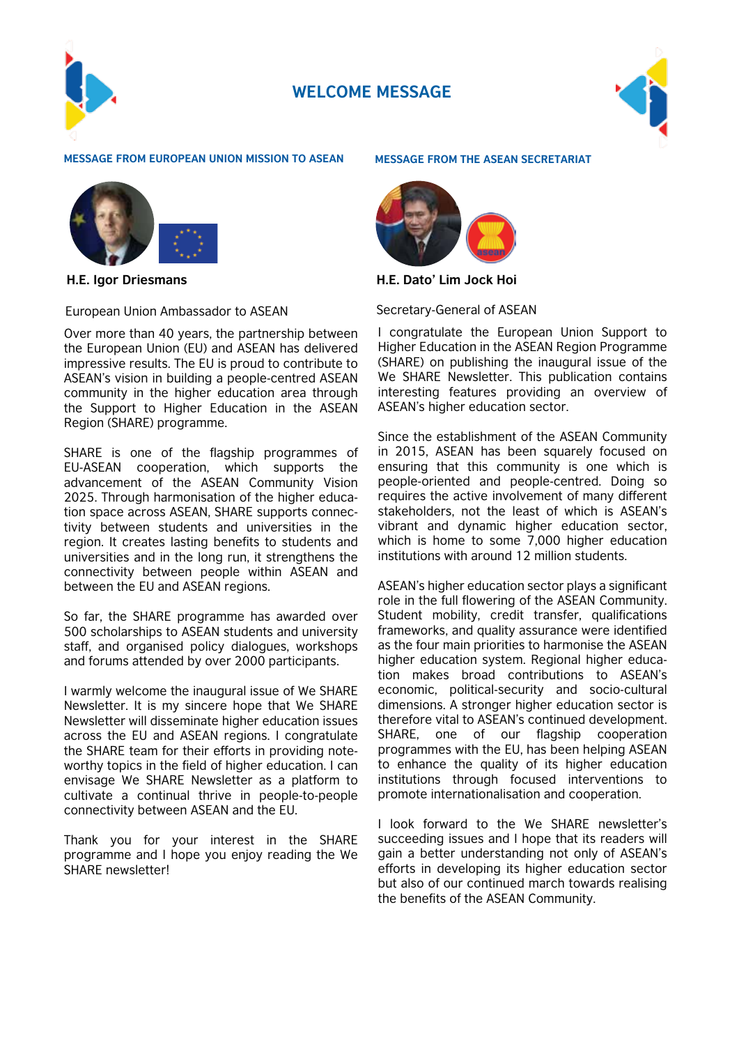# WELCOME MESSAGE

## MESSAGE FROM EUROPEAN UNION MISSION TO ASEAN

**H.E. Igor Driesmans**

European Union Ambassador to ASEAN

Over more than 40 years, the partnership between the European Union (EU) and ASEAN has delivered impressive results. The EU is proud to contribute to ASEAN's vision in building a people-centred ASEAN community in the higher education area through the Support to Higher Education in the ASEAN Region (SHARE) programme.

SHARE is one of the flagship programmes of EU-ASEAN cooperation, which supports the advancement of the ASEAN Community Vision 2025. Through harmonisation of the higher education space across ASEAN, SHARE supports connectivity between students and universities in the region. It creates lasting benefits to students and universities and in the long run, it strengthens the connectivity between people within ASEAN and between the EU and ASEAN regions.

So far, the SHARE programme has awarded over 500 scholarships to ASEAN students and university staff, and organised policy dialogues, workshops and forums attended by over 2000 participants.

I warmly welcome the inaugural issue of We SHARE Newsletter. It is my sincere hope that We SHARE Newsletter will disseminate higher education issues across the EU and ASEAN regions. I congratulate the SHARE team for their efforts in providing noteworthy topics in the field of higher education. I can envisage We SHARE Newsletter as a platform to cultivate a continual thrive in people-to-people connectivity between ASEAN and the EU.

Thank you for your interest in the SHARE programme and I hope you enjoy reading the We SHARE newsletter!

## MESSAGE FROM THE ASEAN SECRETARIAT

**H.E. Dato' Lim Jock Hoi**

Secretary-General of ASEAN

I congratulate the European Union Support to Higher Education in the ASEAN Region Programme (SHARE) on publishing the inaugural issue of the We SHARE Newsletter. This publication contains interesting features providing an overview of ASEAN's higher education sector.

Since the establishment of the ASEAN Community in 2015, ASEAN has been squarely focused on ensuring that this community is one which is people-oriented and people-centred. Doing so requires the active involvement of many different stakeholders, not the least of which is ASEAN's vibrant and dynamic higher education sector, which is home to some 7,000 higher education institutions with around 12 million students.

ASEAN's higher education sector plays a significant role in the full flowering of the ASEAN Community. Student mobility, credit transfer, qualifications frameworks, and quality assurance were identified as the four main priorities to harmonise the ASEAN higher education system. Regional higher education makes broad contributions to ASEAN's economic, political-security and socio-cultural dimensions. A stronger higher education sector is therefore vital to ASEAN's continued development. SHARE, one of our flagship cooperation programmes with the EU, has been helping ASEAN to enhance the quality of its higher education institutions through focused interventions to promote internationalisation and cooperation.

I look forward to the We SHARE newsletter's succeeding issues and I hope that its readers will gain a better understanding not only of ASEAN's efforts in developing its higher education sector but also of our continued march towards realising the benefits of the ASEAN Community.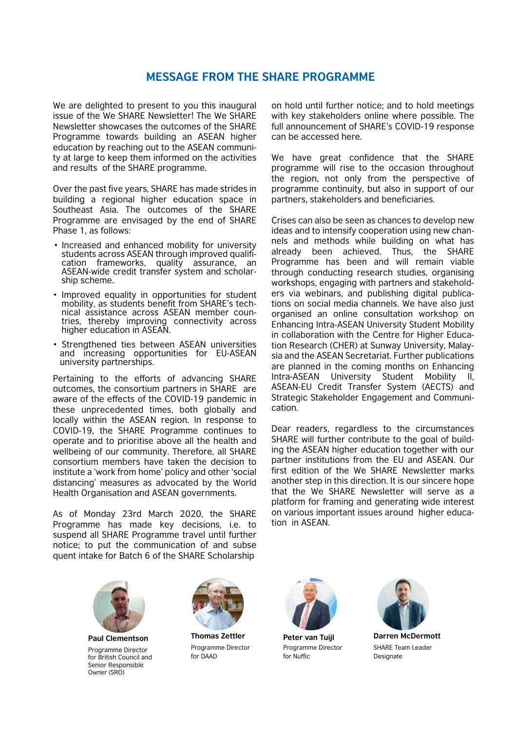## MESSAGE FROM THE SHARE PROGRAMME

We are delighted to present to you this inaugural issue of the We SHARE Newsletter! The We SHARE Newsletter showcases the outcomes of the SHARE Programme towards building an ASEAN higher education by reaching out to the ASEAN community at large to keep them informed on the activities and results of the SHARE programme.

Over the past five years, SHARE has made strides in building a regional higher education space in Southeast Asia. The outcomes of the SHARE Programme are envisaged by the end of SHARE Phase 1, as follows:

- Increased and enhanced mobility for university students across ASEAN through improved qualification frameworks, quality assurance, an ASEAN-wide credit transfer system and scholarship scheme.
- Improved equality in opportunities for student mobility, as students benefit from SHARE's technical assistance across ASEAN member countries, thereby improving connectivity across higher education in ASEAN.
- Strengthened ties between ASEAN universities and increasing opportunities for EU-ASEAN university partnerships.

Pertaining to the efforts of advancing SHARE outcomes, the consortium partners in SHARE are aware of the effects of the COVID-19 pandemic in these unprecedented times, both globally and locally within the ASEAN region. In response to COVID-19, the SHARE Programme continues to operate and to prioritise above all the health and wellbeing of our community. Therefore, all SHARE consortium members have taken the decision to institute a 'work from home' policy and other 'social distancing' measures as advocated by the World Health Organisation and ASEAN governments.

As of Monday 23rd March 2020, the SHARE Programme has made key decisions, i.e. to suspend all SHARE Programme travel until further notice; to put the communication of and subsequent intake for Batch 6 of the SHARE Scholarship on hold until further notice; and to hold meetings with key stakeholders online where possible. The full announcement of SHARE's COVID-19 response can be accessed here.

We have great confidence that the SHARE programme will rise to the occasion throughout the region, not only from the perspective of programme continuity, but also in support of our partners, stakeholders and beneficiaries.

Crises can also be seen as chances to develop new ideas and to intensify cooperation using new channels and methods while building on what has already been achieved. Thus, the SHARE Programme has been and will remain viable through conducting research studies, organising workshops, engaging with partners and stakeholders via webinars, and publishing digital publications on social media channels. We have also just organised an online consultation workshop on Enhancing Intra-ASEAN University Student Mobility in collaboration with the Centre for Higher Education Research (CHER) at Sunway University, Malaysia and the ASEAN Secretariat. Further publications are planned in the coming months on Enhancing Intra-ASEAN University Student Mobility II, ASEAN-EU Credit Transfer System (AECTS) and Strategic Stakeholder Engagement and Communication.

Dear readers, regardless to the circumstances SHARE will further contribute to the goal of building the ASEAN higher education together with our partner institutions from the EU and ASEAN. Our first edition of the We SHARE Newsletter marks another step in this direction. It is our sincere hope that the We SHARE Newsletter will serve as a platform for framing and generating wide interest on various important issues around higher education in ASEAN.

**Paul Clementson**
Programme Director for British Council and Senior Responsible Owner (SRO)

**Thomas Zettler**
Programme Director for DAAD

**Peter van Tuijl**
Programme Director for Nuffic

**Darren McDermott**
SHARE Team Leader Designate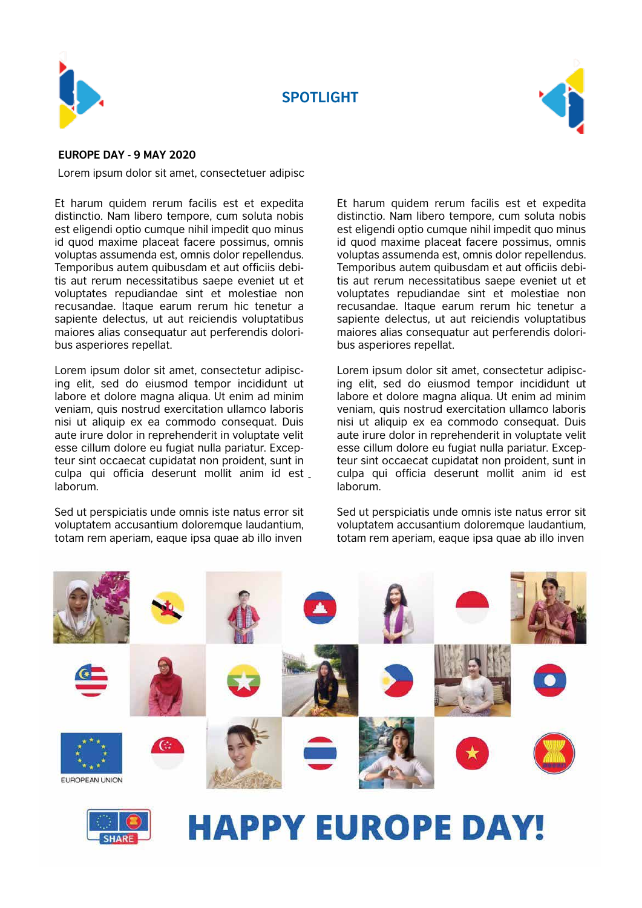## SPOTLIGHT

**EUROPE DAY - 9 MAY 2020**

Lorem ipsum dolor sit amet, consectetuer adipisc

Et harum quidem rerum facilis est et expedita distinctio. Nam libero tempore, cum soluta nobis est eligendi optio cumque nihil impedit quo minus id quod maxime placeat facere possimus, omnis voluptas assumenda est, omnis dolor repellendus. Temporibus autem quibusdam et aut officiis debitis aut rerum necessitatibus saepe eveniet ut et voluptates repudiandae sint et molestiae non recusandae. Itaque earum rerum hic tenetur a sapiente delectus, ut aut reiciendis voluptatibus maiores alias consequatur aut perferendis doloribus asperiores repellat.

Lorem ipsum dolor sit amet, consectetur adipiscing elit, sed do eiusmod tempor incididunt ut labore et dolore magna aliqua. Ut enim ad minim veniam, quis nostrud exercitation ullamco laboris nisi ut aliquip ex ea commodo consequat. Duis aute irure dolor in reprehenderit in voluptate velit esse cillum dolore eu fugiat nulla pariatur. Excepteur sint occaecat cupidatat non proident, sunt in culpa qui officia deserunt mollit anim id est laborum.

Sed ut perspiciatis unde omnis iste natus error sit voluptatem accusantium doloremque laudantium, totam rem aperiam, eaque ipsa quae ab illo inven

Et harum quidem rerum facilis est et expedita distinctio. Nam libero tempore, cum soluta nobis est eligendi optio cumque nihil impedit quo minus id quod maxime placeat facere possimus, omnis voluptas assumenda est, omnis dolor repellendus. Temporibus autem quibusdam et aut officiis debitis aut rerum necessitatibus saepe eveniet ut et voluptates repudiandae sint et molestiae non recusandae. Itaque earum rerum hic tenetur a sapiente delectus, ut aut reiciendis voluptatibus maiores alias consequatur aut perferendis doloribus asperiores repellat.

Lorem ipsum dolor sit amet, consectetur adipiscing elit, sed do eiusmod tempor incididunt ut labore et dolore magna aliqua. Ut enim ad minim veniam, quis nostrud exercitation ullamco laboris nisi ut aliquip ex ea commodo consequat. Duis aute irure dolor in reprehenderit in voluptate velit esse cillum dolore eu fugiat nulla pariatur. Excepteur sint occaecat cupidatat non proident, sunt in culpa qui officia deserunt mollit anim id est laborum.

Sed ut perspiciatis unde omnis iste natus error sit voluptatem accusantium doloremque laudantium, totam rem aperiam, eaque ipsa quae ab illo inven

EUROPEAN UNION

SHARE

**HAPPY EUROPE DAY!**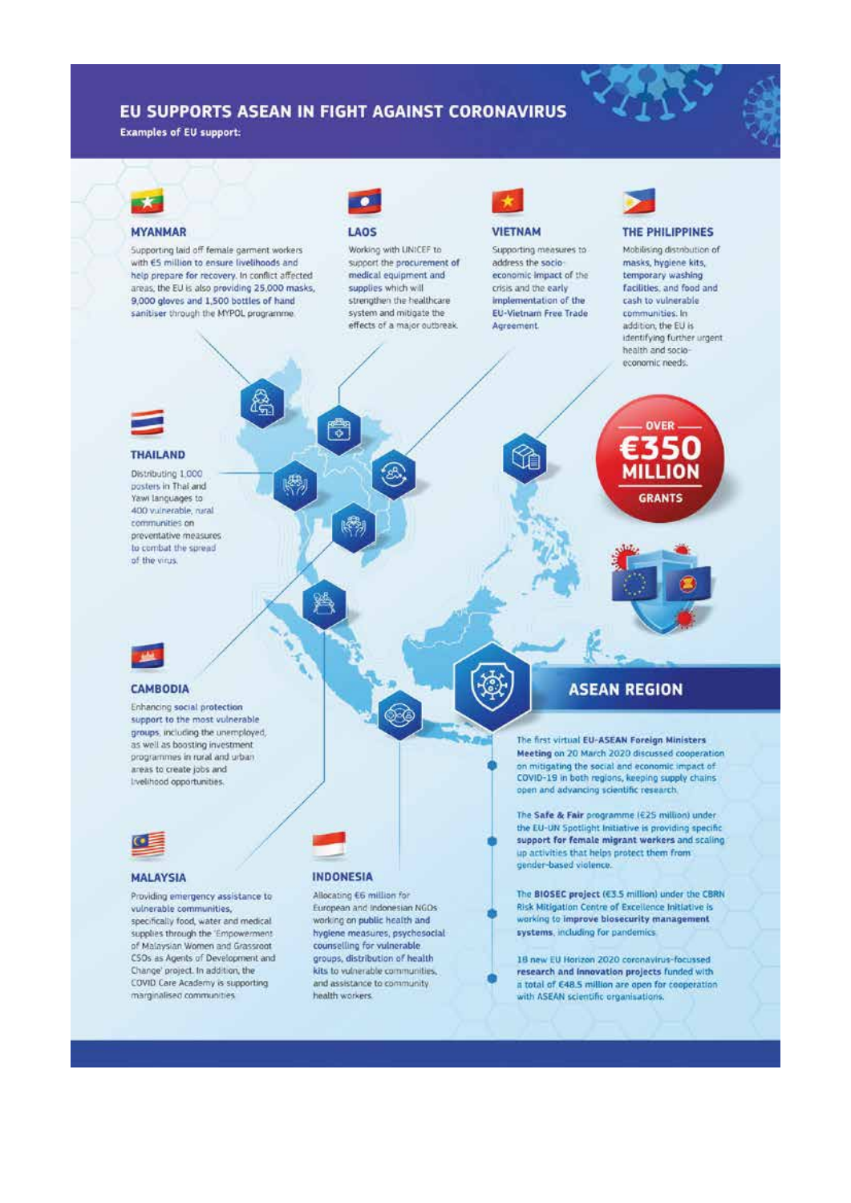# EU SUPPORTS ASEAN IN FIGHT AGAINST CORONAVIRUS

**Examples of EU support:**

### MYANMAR

Supporting laid off female garment workers with **€5 million to ensure livelihoods and help prepare for recovery**. In conflict affected areas, the EU is also providing **25,000 masks, 9,000 gloves and 1,500 bottles of hand sanitiser** through the MYPOL programme.

### LAOS

Working with UNICEF to support the **procurement of medical equipment and supplies** which will strengthen the healthcare system and mitigate the effects of a major outbreak.

### VIETNAM

Supporting measures to address the **socio-economic impact** of the crisis and the early **implementation of the EU-Vietnam Free Trade Agreement**.

### THE PHILIPPINES

Mobilising distribution of **masks, hygiene kits, temporary washing facilities, and food and cash to vulnerable communities**. In addition, the EU is identifying further urgent health and socio-economic needs.

### THAILAND

Distributing 1,000 posters in Thai and Yawi languages to 400 vulnerable, rural communities on preventative measures to combat the spread of the virus.

**OVER €350 MILLION GRANTS**

### CAMBODIA

Enhancing **social protection support to the most vulnerable groups**, including the unemployed, as well as boosting investment programmes in rural and urban areas to create jobs and livelihood opportunities.

### MALAYSIA

Providing emergency assistance to **vulnerable communities**, specifically food, water and medical supplies through the 'Empowerment of Malaysian Women and Grassroot CSOs as Agents of Development and Change' project. In addition, the COVID Care Academy is supporting marginalised communities.

### INDONESIA

Allocating €6 million for European and Indonesian NGOs working on **public health and hygiene measures, psychosocial counselling for vulnerable groups, distribution of health kits** to vulnerable communities, and assistance to community health workers.

## ASEAN REGION

- The first virtual **EU-ASEAN Foreign Ministers Meeting** on 20 March 2020 discussed cooperation on mitigating the social and economic impact of COVID-19 in both regions, keeping supply chains open and advancing scientific research.
- The **Safe & Fair** programme (€25 million) under the EU-UN Spotlight Initiative is providing specific **support for female migrant workers** and scaling up activities that helps protect them from gender-based violence.
- The **BIOSEC project** (€3.5 million) under the CBRN Risk Mitigation Centre of Excellence Initiative is working to **improve biosecurity management systems**, including for pandemics.
- 18 new EU Horizon 2020 coronavirus-focussed **research and innovation projects** funded with a total of €48.5 million are open for cooperation with ASEAN scientific organisations.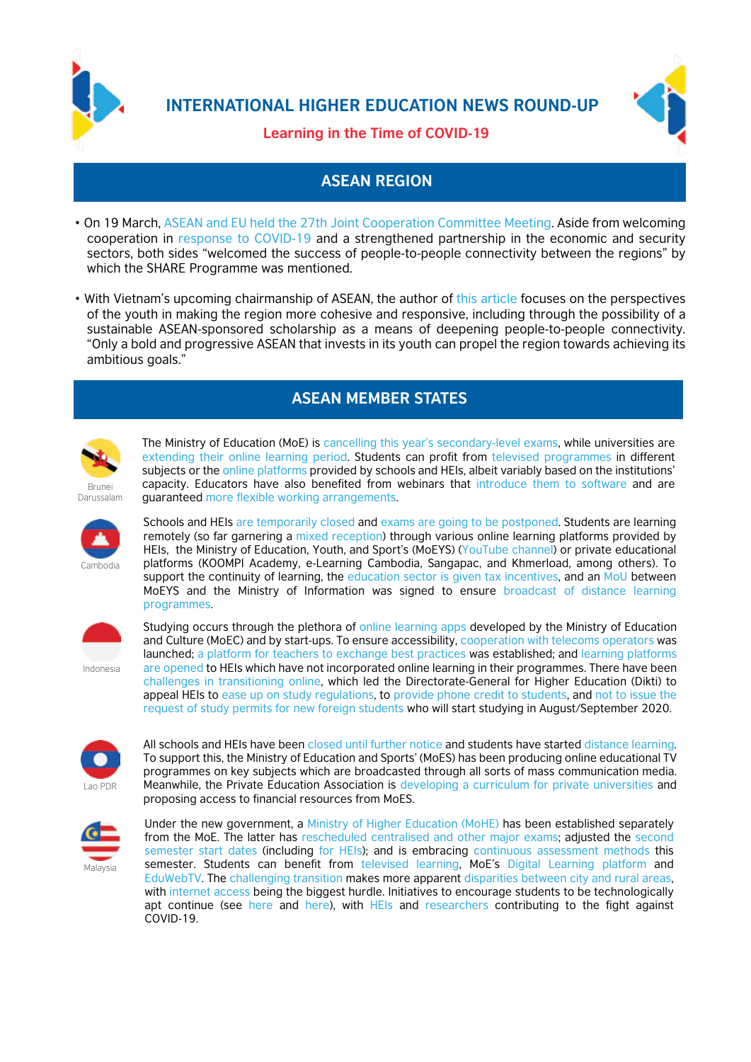# INTERNATIONAL HIGHER EDUCATION NEWS ROUND-UP

**Learning in the Time of COVID-19**

## ASEAN REGION

- On 19 March, ASEAN and EU held the 27th Joint Cooperation Committee Meeting. Aside from welcoming cooperation in response to COVID-19 and a strengthened partnership in the economic and security sectors, both sides "welcomed the success of people-to-people connectivity between the regions" by which the SHARE Programme was mentioned.

- With Vietnam's upcoming chairmanship of ASEAN, the author of this article focuses on the perspectives of the youth in making the region more cohesive and responsive, including through the possibility of a sustainable ASEAN-sponsored scholarship as a means of deepening people-to-people connectivity. "Only a bold and progressive ASEAN that invests in its youth can propel the region towards achieving its ambitious goals."

## ASEAN MEMBER STATES

**Brunei Darussalam**

The Ministry of Education (MoE) is cancelling this year's secondary-level exams, while universities are extending their online learning period. Students can profit from televised programmes in different subjects or the online platforms provided by schools and HEIs, albeit variably based on the institutions' capacity. Educators have also benefited from webinars that introduce them to software and are guaranteed more flexible working arrangements.

**Cambodia**

Schools and HEIs are temporarily closed and exams are going to be postponed. Students are learning remotely (so far garnering a mixed reception) through various online learning platforms provided by HEIs, the Ministry of Education, Youth, and Sport's (MoEYS) (YouTube channel) or private educational platforms (KOOMPI Academy, e-Learning Cambodia, Sangapac, and Khmerload, among others). To support the continuity of learning, the education sector is given tax incentives, and an MoU between MoEYS and the Ministry of Information was signed to ensure broadcast of distance learning programmes.

**Indonesia**

Studying occurs through the plethora of online learning apps developed by the Ministry of Education and Culture (MoEC) and by start-ups. To ensure accessibility, cooperation with telecoms operators was launched; a platform for teachers to exchange best practices was established; and learning platforms are opened to HEIs which have not incorporated online learning in their programmes. There have been challenges in transitioning online, which led the Directorate-General for Higher Education (Dikti) to appeal HEIs to ease up on study regulations, to provide phone credit to students, and not to issue the request of study permits for new foreign students who will start studying in August/September 2020.

**Lao PDR**

All schools and HEIs have been closed until further notice and students have started distance learning. To support this, the Ministry of Education and Sports' (MoES) has been producing online educational TV programmes on key subjects which are broadcasted through all sorts of mass communication media. Meanwhile, the Private Education Association is developing a curriculum for private universities and proposing access to financial resources from MoES.

**Malaysia**

Under the new government, a Ministry of Higher Education (MoHE) has been established separately from the MoE. The latter has rescheduled centralised and other major exams; adjusted the second semester start dates (including for HEIs); and is embracing continuous assessment methods this semester. Students can benefit from televised learning, MoE's Digital Learning platform and EduWebTV. The challenging transition makes more apparent disparities between city and rural areas, with internet access being the biggest hurdle. Initiatives to encourage students to be technologically apt continue (see here and here), with HEIs and researchers contributing to the fight against COVID-19.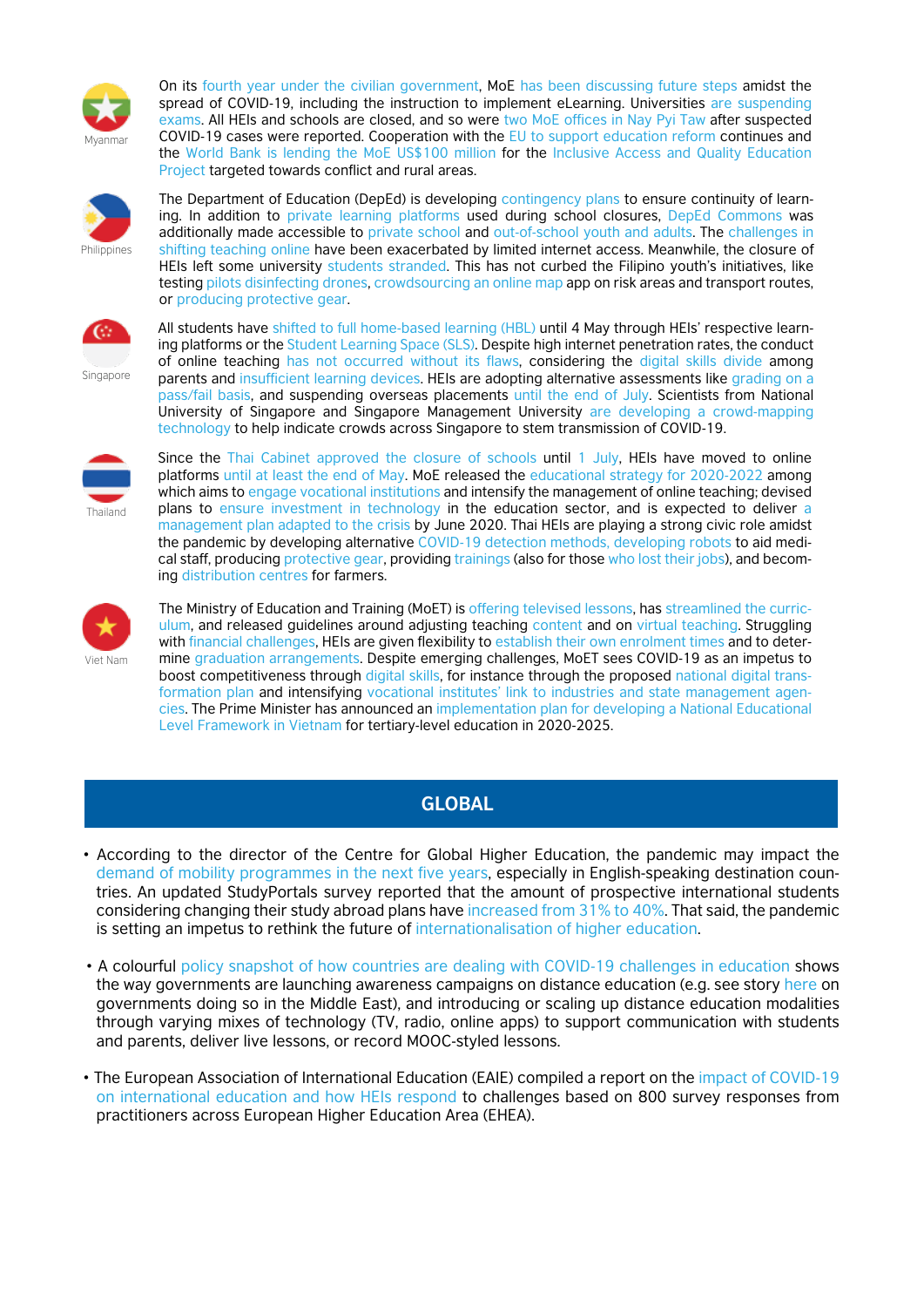**Myanmar**

On its fourth year under the civilian government, MoE has been discussing future steps amidst the spread of COVID-19, including the instruction to implement eLearning. Universities are suspending exams. All HEIs and schools are closed, and so were two MoE offices in Nay Pyi Taw after suspected COVID-19 cases were reported. Cooperation with the EU to support education reform continues and the World Bank is lending the MoE US$100 million for the Inclusive Access and Quality Education Project targeted towards conflict and rural areas.

**Philippines**

The Department of Education (DepEd) is developing contingency plans to ensure continuity of learning. In addition to private learning platforms used during school closures, DepEd Commons was additionally made accessible to private school and out-of-school youth and adults. The challenges in shifting teaching online have been exacerbated by limited internet access. Meanwhile, the closure of HEIs left some university students stranded. This has not curbed the Filipino youth's initiatives, like testing pilots disinfecting drones, crowdsourcing an online map app on risk areas and transport routes, or producing protective gear.

**Singapore**

All students have shifted to full home-based learning (HBL) until 4 May through HEIs' respective learning platforms or the Student Learning Space (SLS). Despite high internet penetration rates, the conduct of online teaching has not occurred without its flaws, considering the digital skills divide among parents and insufficient learning devices. HEIs are adopting alternative assessments like grading on a pass/fail basis, and suspending overseas placements until the end of July. Scientists from National University of Singapore and Singapore Management University are developing a crowd-mapping technology to help indicate crowds across Singapore to stem transmission of COVID-19.

**Thailand**

Since the Thai Cabinet approved the closure of schools until 1 July, HEIs have moved to online platforms until at least the end of May. MoE released the educational strategy for 2020-2022 among which aims to engage vocational institutions and intensify the management of online teaching; devised plans to ensure investment in technology in the education sector, and is expected to deliver a management plan adapted to the crisis by June 2020. Thai HEIs are playing a strong civic role amidst the pandemic by developing alternative COVID-19 detection methods, developing robots to aid medical staff, producing protective gear, providing trainings (also for those who lost their jobs), and becoming distribution centres for farmers.

**Viet Nam**

The Ministry of Education and Training (MoET) is offering televised lessons, has streamlined the curriculum, and released guidelines around adjusting teaching content and on virtual teaching. Struggling with financial challenges, HEIs are given flexibility to establish their own enrolment times and to determine graduation arrangements. Despite emerging challenges, MoET sees COVID-19 as an impetus to boost competitiveness through digital skills, for instance through the proposed national digital transformation plan and intensifying vocational institutes' link to industries and state management agencies. The Prime Minister has announced an implementation plan for developing a National Educational Level Framework in Vietnam for tertiary-level education in 2020-2025.

## GLOBAL

- According to the director of the Centre for Global Higher Education, the pandemic may impact the demand of mobility programmes in the next five years, especially in English-speaking destination countries. An updated StudyPortals survey reported that the amount of prospective international students considering changing their study abroad plans have increased from 31% to 40%. That said, the pandemic is setting an impetus to rethink the future of internationalisation of higher education.

- A colourful policy snapshot of how countries are dealing with COVID-19 challenges in education shows the way governments are launching awareness campaigns on distance education (e.g. see story here on governments doing so in the Middle East), and introducing or scaling up distance education modalities through varying mixes of technology (TV, radio, online apps) to support communication with students and parents, deliver live lessons, or record MOOC-styled lessons.

- The European Association of International Education (EAIE) compiled a report on the impact of COVID-19 on international education and how HEIs respond to challenges based on 800 survey responses from practitioners across European Higher Education Area (EHEA).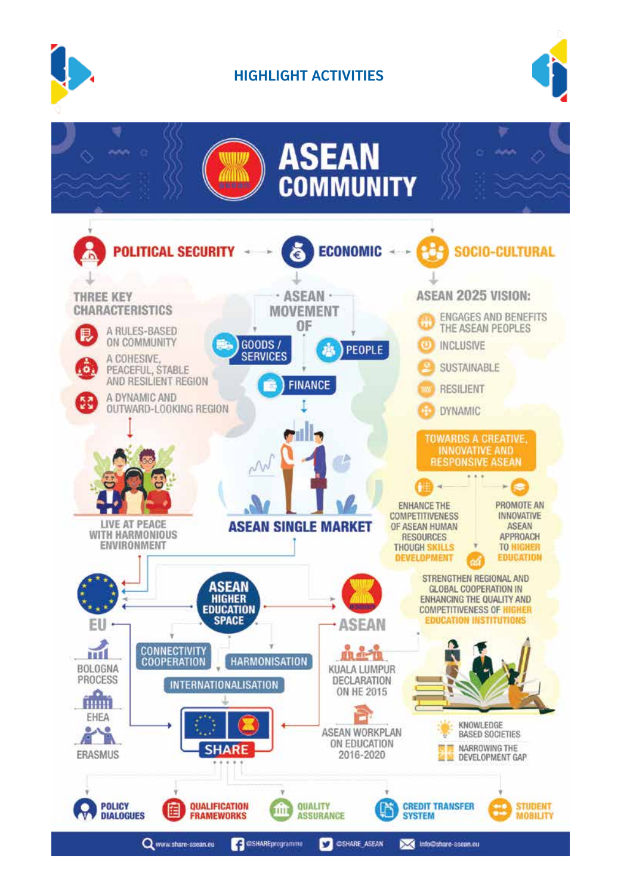# HIGHLIGHT ACTIVITIES

## ASEAN COMMUNITY

### POLITICAL SECURITY

**THREE KEY CHARACTERISTICS**

- A RULES-BASED ON COMMUNITY
- A COHESIVE, PEACEFUL, STABLE AND RESILIENT REGION
- A DYNAMIC AND OUTWARD-LOOKING REGION

LIVE AT PEACE WITH HARMONIOUS ENVIRONMENT

### ECONOMIC

**ASEAN MOVEMENT OF**

- GOODS / SERVICES
- PEOPLE
- FINANCE

ASEAN SINGLE MARKET

### SOCIO-CULTURAL

**ASEAN 2025 VISION:**

- ENGAGES AND BENEFITS THE ASEAN PEOPLES
- INCLUSIVE
- SUSTAINABLE
- RESILIENT
- DYNAMIC

TOWARDS A CREATIVE, INNOVATIVE AND RESPONSIVE ASEAN

- ENHANCE THE COMPETITIVENESS OF ASEAN HUMAN RESOURCES THOUGH SKILLS DEVELOPMENT
- PROMOTE AN INNOVATIVE ASEAN APPROACH TO HIGHER EDUCATION

STRENGTHEN REGIONAL AND GLOBAL COOPERATION IN ENHANCING THE QUALITY AND COMPETITIVENESS OF HIGHER EDUCATION INSTITUTIONS

### ASEAN HIGHER EDUCATION SPACE

- CONNECTIVITY COOPERATION
- HARMONISATION
- INTERNATIONALISATION

**EU**

- BOLOGNA PROCESS
- EHEA
- ERASMUS

**ASEAN**

- KUALA LUMPUR DECLARATION ON HE 2015
- ASEAN WORKPLAN ON EDUCATION 2016-2020

- KNOWLEDGE BASED SOCIETIES
- NARROWING THE DEVELOPMENT GAP

### SHARE

- POLICY DIALOGUES
- QUALIFICATION FRAMEWORKS
- QUALITY ASSURANCE
- CREDIT TRANSFER SYSTEM
- STUDENT MOBILITY

www.share-asean.eu | @SHAREprogramme | @SHARE_ASEAN | info@share-asean.eu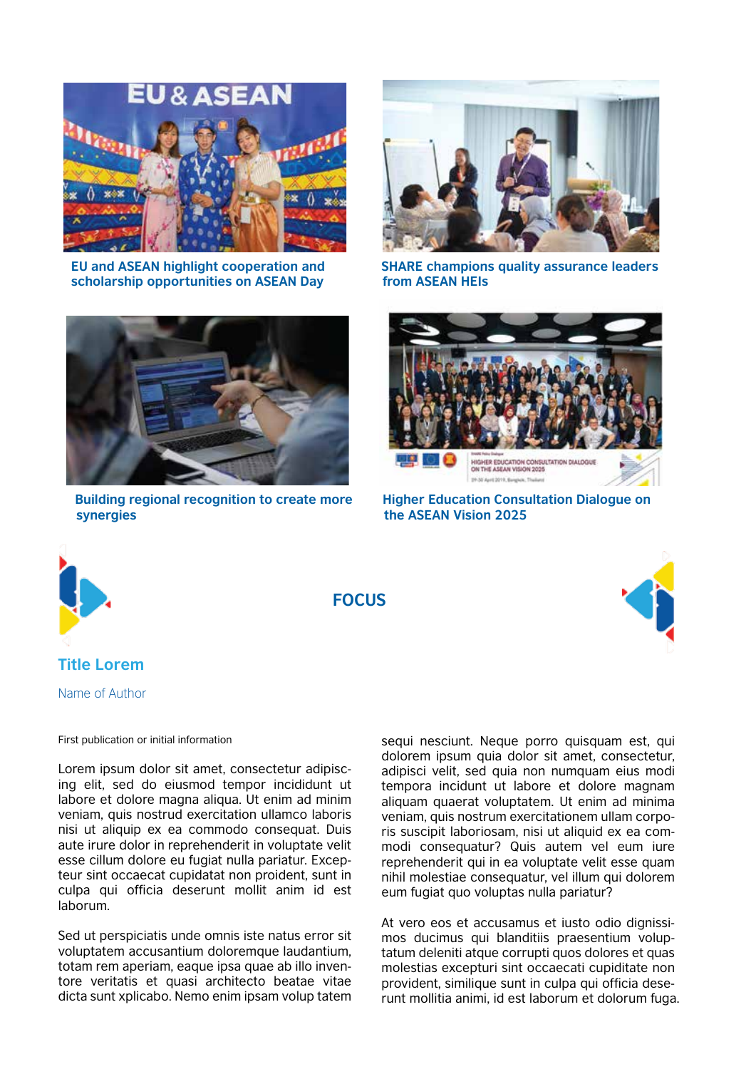EU and ASEAN highlight cooperation and scholarship opportunities on ASEAN Day

SHARE champions quality assurance leaders from ASEAN HEIs

Building regional recognition to create more synergies

Higher Education Consultation Dialogue on the ASEAN Vision 2025

## FOCUS

### Title Lorem

Name of Author

First publication or initial information

Lorem ipsum dolor sit amet, consectetur adipiscing elit, sed do eiusmod tempor incididunt ut labore et dolore magna aliqua. Ut enim ad minim veniam, quis nostrud exercitation ullamco laboris nisi ut aliquip ex ea commodo consequat. Duis aute irure dolor in reprehenderit in voluptate velit esse cillum dolore eu fugiat nulla pariatur. Excepteur sint occaecat cupidatat non proident, sunt in culpa qui officia deserunt mollit anim id est laborum.

Sed ut perspiciatis unde omnis iste natus error sit voluptatem accusantium doloremque laudantium, totam rem aperiam, eaque ipsa quae ab illo inventore veritatis et quasi architecto beatae vitae dicta sunt xplicabo. Nemo enim ipsam volup tatem sequi nesciunt. Neque porro quisquam est, qui dolorem ipsum quia dolor sit amet, consectetur, adipisci velit, sed quia non numquam eius modi tempora incidunt ut labore et dolore magnam aliquam quaerat voluptatem. Ut enim ad minima veniam, quis nostrum exercitationem ullam corporis suscipit laboriosam, nisi ut aliquid ex ea commodi consequatur? Quis autem vel eum iure reprehenderit qui in ea voluptate velit esse quam nihil molestiae consequatur, vel illum qui dolorem eum fugiat quo voluptas nulla pariatur?

At vero eos et accusamus et iusto odio dignissimos ducimus qui blanditiis praesentium voluptatum deleniti atque corrupti quos dolores et quas molestias excepturi sint occaecati cupiditate non provident, similique sunt in culpa qui officia deserunt mollitia animi, id est laborum et dolorum fuga.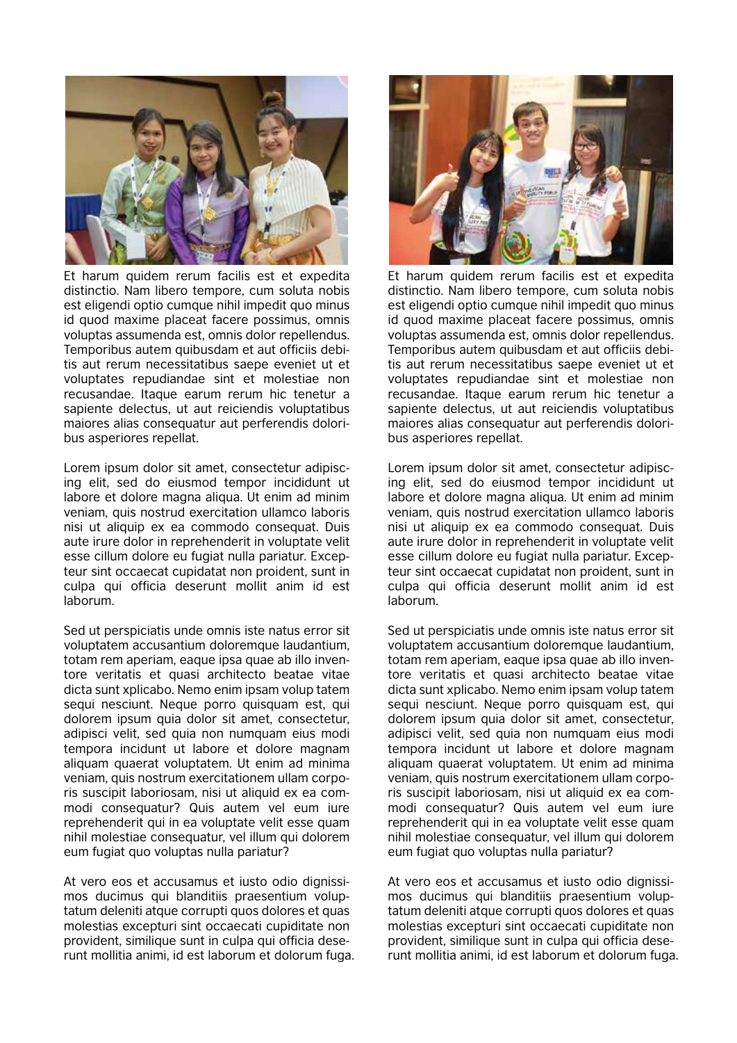Et harum quidem rerum facilis est et expedita distinctio. Nam libero tempore, cum soluta nobis est eligendi optio cumque nihil impedit quo minus id quod maxime placeat facere possimus, omnis voluptas assumenda est, omnis dolor repellendus. Temporibus autem quibusdam et aut officiis debitis aut rerum necessitatibus saepe eveniet ut et voluptates repudiandae sint et molestiae non recusandae. Itaque earum rerum hic tenetur a sapiente delectus, ut aut reiciendis voluptatibus maiores alias consequatur aut perferendis doloribus asperiores repellat.

Lorem ipsum dolor sit amet, consectetur adipiscing elit, sed do eiusmod tempor incididunt ut labore et dolore magna aliqua. Ut enim ad minim veniam, quis nostrud exercitation ullamco laboris nisi ut aliquip ex ea commodo consequat. Duis aute irure dolor in reprehenderit in voluptate velit esse cillum dolore eu fugiat nulla pariatur. Excepteur sint occaecat cupidatat non proident, sunt in culpa qui officia deserunt mollit anim id est laborum.

Sed ut perspiciatis unde omnis iste natus error sit voluptatem accusantium doloremque laudantium, totam rem aperiam, eaque ipsa quae ab illo inventore veritatis et quasi architecto beatae vitae dicta sunt xplicabo. Nemo enim ipsam volup tatem sequi nesciunt. Neque porro quisquam est, qui dolorem ipsum quia dolor sit amet, consectetur, adipisci velit, sed quia non numquam eius modi tempora incidunt ut labore et dolore magnam aliquam quaerat voluptatem. Ut enim ad minima veniam, quis nostrum exercitationem ullam corporis suscipit laboriosam, nisi ut aliquid ex ea commodi consequatur? Quis autem vel eum iure reprehenderit qui in ea voluptate velit esse quam nihil molestiae consequatur, vel illum qui dolorem eum fugiat quo voluptas nulla pariatur?

At vero eos et accusamus et iusto odio dignissimos ducimus qui blanditiis praesentium voluptatum deleniti atque corrupti quos dolores et quas molestias excepturi sint occaecati cupiditate non provident, similique sunt in culpa qui officia deserunt mollitia animi, id est laborum et dolorum fuga.

Et harum quidem rerum facilis est et expedita distinctio. Nam libero tempore, cum soluta nobis est eligendi optio cumque nihil impedit quo minus id quod maxime placeat facere possimus, omnis voluptas assumenda est, omnis dolor repellendus. Temporibus autem quibusdam et aut officiis debitis aut rerum necessitatibus saepe eveniet ut et voluptates repudiandae sint et molestiae non recusandae. Itaque earum rerum hic tenetur a sapiente delectus, ut aut reiciendis voluptatibus maiores alias consequatur aut perferendis doloribus asperiores repellat.

Lorem ipsum dolor sit amet, consectetur adipiscing elit, sed do eiusmod tempor incididunt ut labore et dolore magna aliqua. Ut enim ad minim veniam, quis nostrud exercitation ullamco laboris nisi ut aliquip ex ea commodo consequat. Duis aute irure dolor in reprehenderit in voluptate velit esse cillum dolore eu fugiat nulla pariatur. Excepteur sint occaecat cupidatat non proident, sunt in culpa qui officia deserunt mollit anim id est laborum.

Sed ut perspiciatis unde omnis iste natus error sit voluptatem accusantium doloremque laudantium, totam rem aperiam, eaque ipsa quae ab illo inventore veritatis et quasi architecto beatae vitae dicta sunt xplicabo. Nemo enim ipsam volup tatem sequi nesciunt. Neque porro quisquam est, qui dolorem ipsum quia dolor sit amet, consectetur, adipisci velit, sed quia non numquam eius modi tempora incidunt ut labore et dolore magnam aliquam quaerat voluptatem. Ut enim ad minima veniam, quis nostrum exercitationem ullam corporis suscipit laboriosam, nisi ut aliquid ex ea commodi consequatur? Quis autem vel eum iure reprehenderit qui in ea voluptate velit esse quam nihil molestiae consequatur, vel illum qui dolorem eum fugiat quo voluptas nulla pariatur?

At vero eos et accusamus et iusto odio dignissimos ducimus qui blanditiis praesentium voluptatum deleniti atque corrupti quos dolores et quas molestias excepturi sint occaecati cupiditate non provident, similique sunt in culpa qui officia deserunt mollitia animi, id est laborum et dolorum fuga.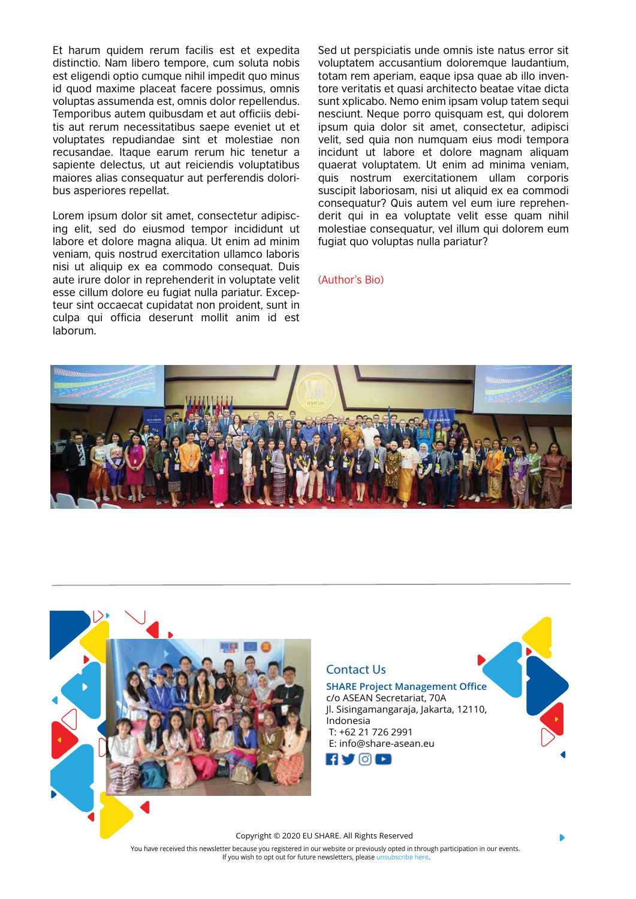Et harum quidem rerum facilis est et expedita distinctio. Nam libero tempore, cum soluta nobis est eligendi optio cumque nihil impedit quo minus id quod maxime placeat facere possimus, omnis voluptas assumenda est, omnis dolor repellendus. Temporibus autem quibusdam et aut officiis debitis aut rerum necessitatibus saepe eveniet ut et voluptates repudiandae sint et molestiae non recusandae. Itaque earum rerum hic tenetur a sapiente delectus, ut aut reiciendis voluptatibus maiores alias consequatur aut perferendis doloribus asperiores repellat.

Lorem ipsum dolor sit amet, consectetur adipiscing elit, sed do eiusmod tempor incididunt ut labore et dolore magna aliqua. Ut enim ad minim veniam, quis nostrud exercitation ullamco laboris nisi ut aliquip ex ea commodo consequat. Duis aute irure dolor in reprehenderit in voluptate velit esse cillum dolore eu fugiat nulla pariatur. Excepteur sint occaecat cupidatat non proident, sunt in culpa qui officia deserunt mollit anim id est laborum.

Sed ut perspiciatis unde omnis iste natus error sit voluptatem accusantium doloremque laudantium, totam rem aperiam, eaque ipsa quae ab illo inventore veritatis et quasi architecto beatae vitae dicta sunt xplicabo. Nemo enim ipsam volup tatem sequi nesciunt. Neque porro quisquam est, qui dolorem ipsum quia dolor sit amet, consectetur, adipisci velit, sed quia non numquam eius modi tempora incidunt ut labore et dolore magnam aliquam quaerat voluptatem. Ut enim ad minima veniam, quis nostrum exercitationem ullam corporis suscipit laboriosam, nisi ut aliquid ex ea commodi consequatur? Quis autem vel eum iure reprehenderit qui in ea voluptate velit esse quam nihil molestiae consequatur, vel illum qui dolorem eum fugiat quo voluptas nulla pariatur?

(Author's Bio)

## Contact Us

**SHARE Project Management Office**
c/o ASEAN Secretariat, 70A
Jl. Sisingamangaraja, Jakarta, 12110, Indonesia
T: +62 21 726 2991
E: info@share-asean.eu

Copyright © 2020 EU SHARE. All Rights Reserved

You have received this newsletter because you registered in our website or previously opted in through participation in our events.
If you wish to opt out for future newsletters, please unsubscribe here.